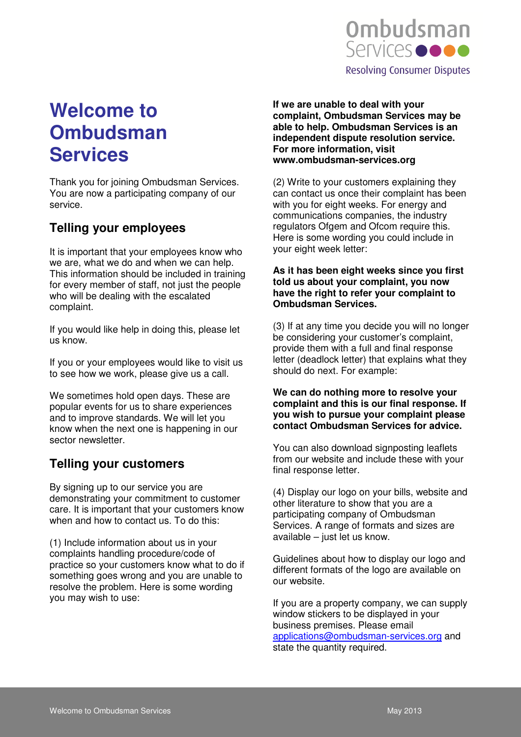# Welcome to Ombudsman Services

Thank you for joining Ombudsman Services. You are now a participating company of our service.

## Telling your employees

It is important that your employees know who we are, what we do and when we can help. This information should be included in training for every member of staff, not just the people who will be dealing with the escalated complaint.

If you would like help in doing this, please let us know.

If you or your employees would like to visit us to see how we work, please give us a call.

We sometimes hold open days. These are popular events for us to share experiences and to improve standards. We will let you know when the next one is happening in our sector newsletter.

## Telling your customers

By signing up to our service you are demonstrating your commitment to customer care. It is important that your customers know when and how to contact us. To do this:

(1) Include information about us in your complaints handling procedure/code of practice so your customers know what to do if something goes wrong and you are unable to resolve the problem. Here is some wording you may wish to use:

**If we are unable to deal with your complaint, Ombudsman Services may be able to help. Ombudsman Services is an independent dispute resolution service. For more information, visit www.ombudsman-services.org**

(2) Write to your customers explaining they can contact us once their complaint has been with you for eight weeks. For energy and communications companies, the industry regulators Ofgem and Ofcom require this. Here is some wording you could include in your eight week letter:

**As it has been eight weeks since you first told us about your complaint, you now have the right to refer your complaint to Ombudsman Services.**

(3) If at any time you decide you will no longer be considering your customer's complaint, provide them with a full and final response letter (deadlock letter) that explains what they should do next. For example:

**We can do nothing more to resolve your complaint and this is our final response. If you wish to pursue your complaint please contact Ombudsman Services for advice.**

You can also download signposting leaflets from our website and include these with your final response letter.

(4) Display our logo on your bills, website and other literature to show that you are a participating company of Ombudsman Services. A range of formats and sizes are available – just let us know.

Guidelines about how to display our logo and different formats of the logo are available on our website.

If you are a property company, we can supply window stickers to be displayed in your business premises. Please email applications@ombudsman-services.org and state the quantity required.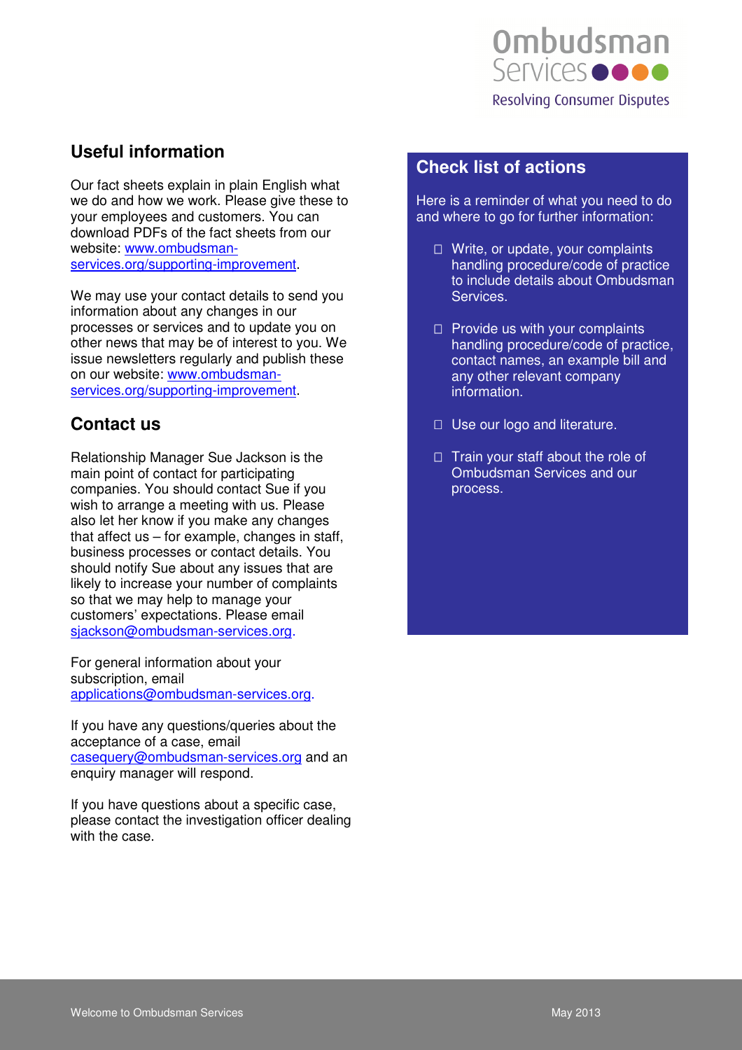## Useful information

Our fact sheets explain in plain English what we do and how we work. Please give these to your employees and customers. You can download PDFs of the fact sheets from our website: www.ombudsman-services.org/supporting-improvement.

We may use your contact details to send you information about any changes in our processes or services and to update you on other news that may be of interest to you. We issue newsletters regularly and publish these on our website: www.ombudsman-services.org/supporting-improvement.

## Contact us

Relationship Manager Sue Jackson is the main point of contact for participating companies. You should contact Sue if you wish to arrange a meeting with us. Please also let her know if you make any changes that affect us – for example, changes in staff, business processes or contact details. You should notify Sue about any issues that are likely to increase your number of complaints so that we may help to manage your customers' expectations. Please email sjackson@ombudsman-services.org.

For general information about your subscription, email applications@ombudsman-services.org.

If you have any questions/queries about the acceptance of a case, email casequery@ombudsman-services.org and an enquiry manager will respond.

If you have questions about a specific case, please contact the investigation officer dealing with the case.

## Check list of actions

Here is a reminder of what you need to do and where to go for further information:

- [ ] Write, or update, your complaints handling procedure/code of practice to include details about Ombudsman Services.
- [ ] Provide us with your complaints handling procedure/code of practice, contact names, an example bill and any other relevant company information.
- [ ] Use our logo and literature.
- [ ] Train your staff about the role of Ombudsman Services and our process.